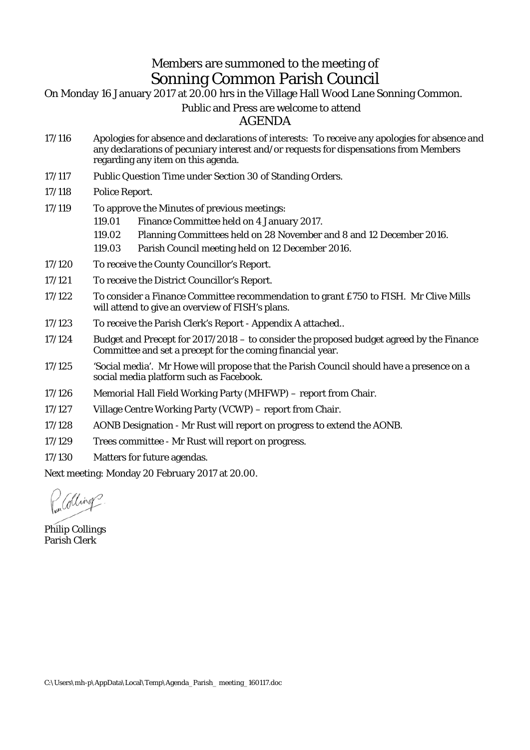Members are summoned to the meeting of

# Sonning Common Parish Council

On Monday 16 January 2017 at 20.00 hrs in the Village Hall Wood Lane Sonning Common.

Public and Press are welcome to attend

## AGENDA

17/116 Apologies for absence and declarations of interests: To receive any apologies for absence and any declarations of pecuniary interest and/or requests for dispensations from Members regarding any item on this agenda.

17/117 Public Question Time under Section 30 of Standing Orders.

17/118 Police Report.

17/119 To approve the Minutes of previous meetings:
- 119.01 Finance Committee held on 4 January 2017.
- 119.02 Planning Committees held on 28 November and 8 and 12 December 2016.
- 119.03 Parish Council meeting held on 12 December 2016.

17/120 To receive the County Councillor's Report.

17/121 To receive the District Councillor's Report.

17/122 To consider a Finance Committee recommendation to grant £750 to FISH. Mr Clive Mills will attend to give an overview of FISH's plans.

17/123 To receive the Parish Clerk's Report - Appendix A attached..

17/124 Budget and Precept for 2017/2018 – to consider the proposed budget agreed by the Finance Committee and set a precept for the coming financial year.

17/125 'Social media'. Mr Howe will propose that the Parish Council should have a presence on a social media platform such as Facebook.

17/126 Memorial Hall Field Working Party (MHFWP) – report from Chair.

17/127 Village Centre Working Party (VCWP) – report from Chair.

17/128 AONB Designation - Mr Rust will report on progress to extend the AONB.

17/129 Trees committee - Mr Rust will report on progress.

17/130 Matters for future agendas.

Next meeting: Monday 20 February 2017 at 20.00.

Philip Collings
Parish Clerk

C:\Users\mh-p\AppData\Local\Temp\Agenda_Parish_ meeting_160117.doc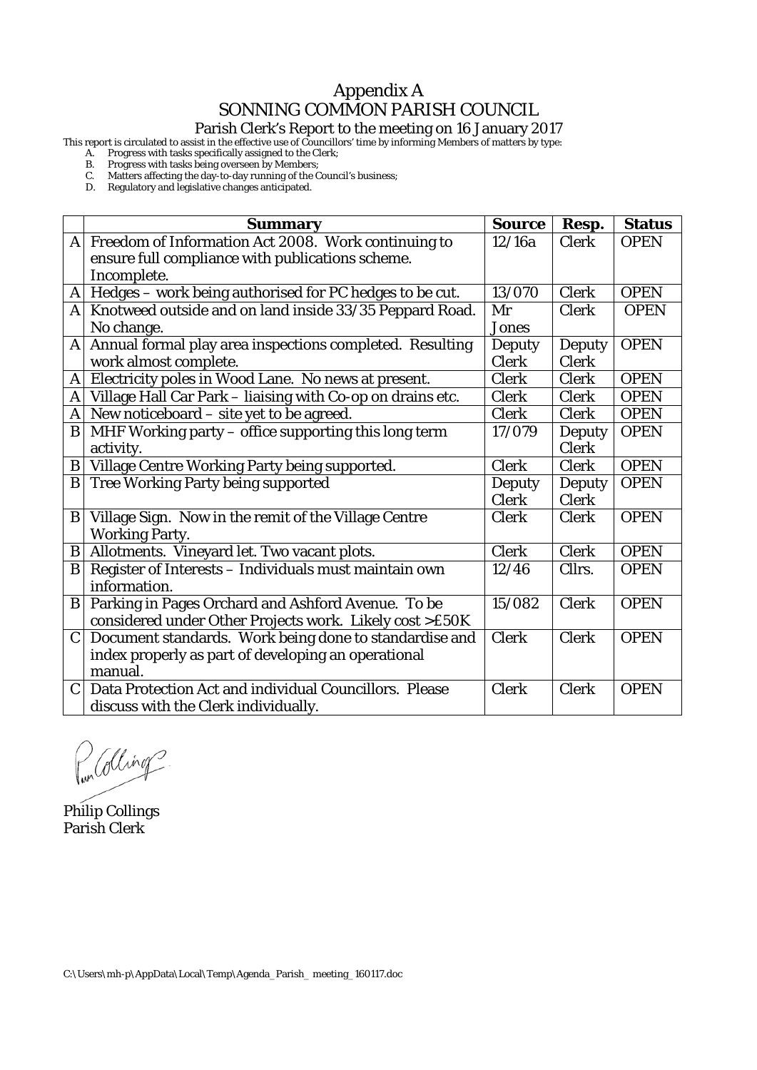# Appendix A
# SONNING COMMON PARISH COUNCIL
## Parish Clerk's Report to the meeting on 16 January 2017

This report is circulated to assist in the effective use of Councillors' time by informing Members of matters by type:

A. Progress with tasks specifically assigned to the Clerk;
B. Progress with tasks being overseen by Members;
C. Matters affecting the day-to-day running of the Council's business;
D. Regulatory and legislative changes anticipated.

| | Summary | Source | Resp. | Status |
|---|---|---|---|---|
| A | Freedom of Information Act 2008. Work continuing to ensure full compliance with publications scheme. Incomplete. | 12/16a | Clerk | OPEN |
| A | Hedges – work being authorised for PC hedges to be cut. | 13/070 | Clerk | OPEN |
| A | Knotweed outside and on land inside 33/35 Peppard Road. No change. | Mr Jones | Clerk | OPEN |
| A | Annual formal play area inspections completed. Resulting work almost complete. | Deputy Clerk | Deputy Clerk | OPEN |
| A | Electricity poles in Wood Lane. No news at present. | Clerk | Clerk | OPEN |
| A | Village Hall Car Park – liaising with Co-op on drains etc. | Clerk | Clerk | OPEN |
| A | New noticeboard – site yet to be agreed. | Clerk | Clerk | OPEN |
| B | MHF Working party – office supporting this long term activity. | 17/079 | Deputy Clerk | OPEN |
| B | Village Centre Working Party being supported. | Clerk | Clerk | OPEN |
| B | Tree Working Party being supported | Deputy Clerk | Deputy Clerk | OPEN |
| B | Village Sign. Now in the remit of the Village Centre Working Party. | Clerk | Clerk | OPEN |
| B | Allotments. Vineyard let. Two vacant plots. | Clerk | Clerk | OPEN |
| B | Register of Interests – Individuals must maintain own information. | 12/46 | Cllrs. | OPEN |
| B | Parking in Pages Orchard and Ashford Avenue. To be considered under Other Projects work. Likely cost >£50K | 15/082 | Clerk | OPEN |
| C | Document standards. Work being done to standardise and index properly as part of developing an operational manual. | Clerk | Clerk | OPEN |
| C | Data Protection Act and individual Councillors. Please discuss with the Clerk individually. | Clerk | Clerk | OPEN |

Philip Collings
Parish Clerk

C:\Users\mh-p\AppData\Local\Temp\Agenda_Parish_ meeting_160117.doc